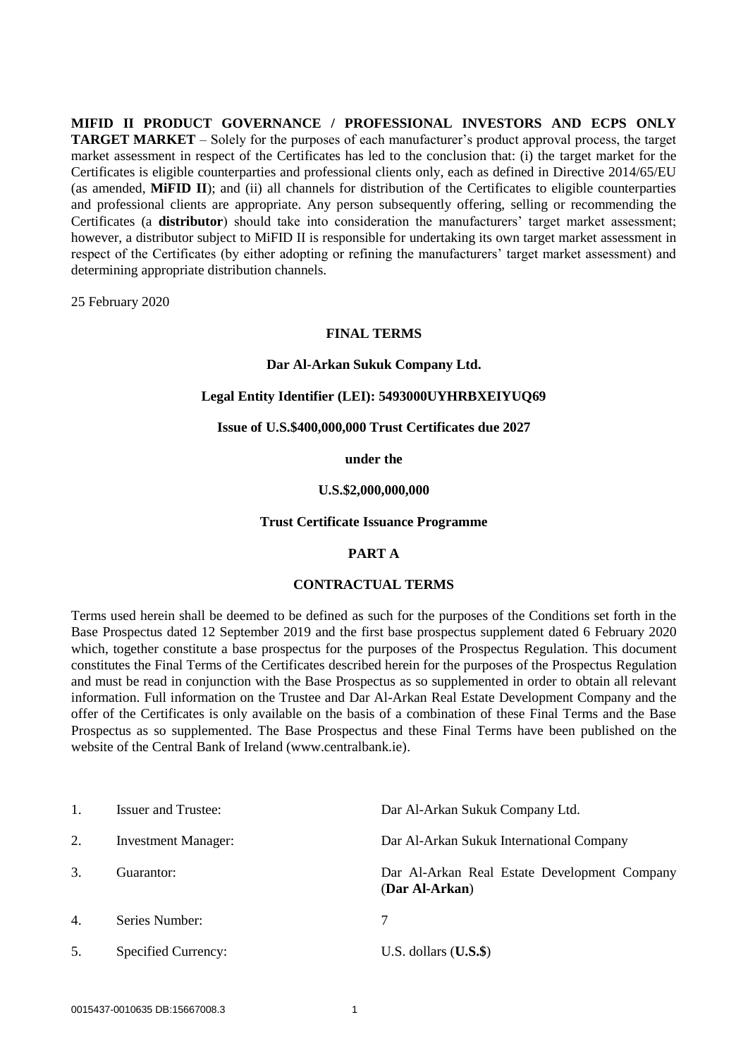**MIFID II PRODUCT GOVERNANCE / PROFESSIONAL INVESTORS AND ECPS ONLY TARGET MARKET** – Solely for the purposes of each manufacturer's product approval process, the target market assessment in respect of the Certificates has led to the conclusion that: (i) the target market for the Certificates is eligible counterparties and professional clients only, each as defined in Directive 2014/65/EU (as amended, **MiFID II**); and (ii) all channels for distribution of the Certificates to eligible counterparties and professional clients are appropriate. Any person subsequently offering, selling or recommending the Certificates (a **distributor**) should take into consideration the manufacturers' target market assessment; however, a distributor subject to MiFID II is responsible for undertaking its own target market assessment in respect of the Certificates (by either adopting or refining the manufacturers' target market assessment) and determining appropriate distribution channels.

25 February 2020

**FINAL TERMS**

**Dar Al-Arkan Sukuk Company Ltd.**

**Legal Entity Identifier (LEI): 5493000UYHRBXEIYUQ69**

**Issue of U.S.$400,000,000 Trust Certificates due 2027**

**under the**

**U.S.$2,000,000,000**

**Trust Certificate Issuance Programme**

**PART A**

**CONTRACTUAL TERMS**

Terms used herein shall be deemed to be defined as such for the purposes of the Conditions set forth in the Base Prospectus dated 12 September 2019 and the first base prospectus supplement dated 6 February 2020 which, together constitute a base prospectus for the purposes of the Prospectus Regulation. This document constitutes the Final Terms of the Certificates described herein for the purposes of the Prospectus Regulation and must be read in conjunction with the Base Prospectus as so supplemented in order to obtain all relevant information. Full information on the Trustee and Dar Al-Arkan Real Estate Development Company and the offer of the Certificates is only available on the basis of a combination of these Final Terms and the Base Prospectus as so supplemented. The Base Prospectus and these Final Terms have been published on the website of the Central Bank of Ireland (www.centralbank.ie).

| | | |
|---|---|---|
| 1. | Issuer and Trustee: | Dar Al-Arkan Sukuk Company Ltd. |
| 2. | Investment Manager: | Dar Al-Arkan Sukuk International Company |
| 3. | Guarantor: | Dar Al-Arkan Real Estate Development Company (**Dar Al-Arkan**) |
| 4. | Series Number: | 7 |
| 5. | Specified Currency: | U.S. dollars (**U.S.$**) |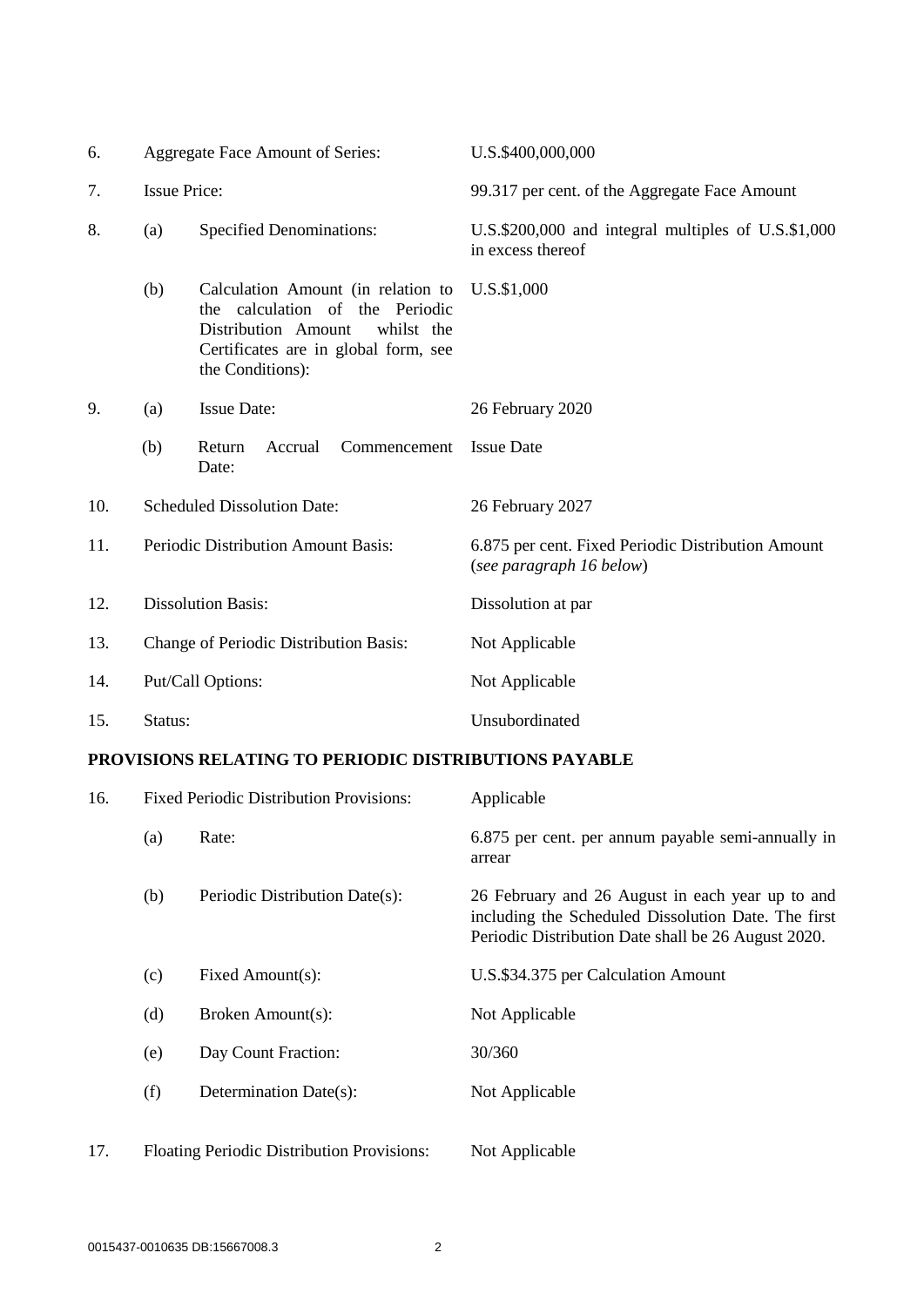| | | | |
|---|---|---|---|
| 6. | Aggregate Face Amount of Series: | | U.S.$400,000,000 |
| 7. | Issue Price: | | 99.317 per cent. of the Aggregate Face Amount |
| 8. | (a) | Specified Denominations: | U.S.$200,000 and integral multiples of U.S.$1,000 in excess thereof |
| | (b) | Calculation Amount (in relation to the calculation of the Periodic Distribution Amount whilst the Certificates are in global form, see the Conditions): | U.S.$1,000 |
| 9. | (a) | Issue Date: | 26 February 2020 |
| | (b) | Return Accrual Commencement Date: | Issue Date |
| 10. | Scheduled Dissolution Date: | | 26 February 2027 |
| 11. | Periodic Distribution Amount Basis: | | 6.875 per cent. Fixed Periodic Distribution Amount (*see paragraph 16 below*) |
| 12. | Dissolution Basis: | | Dissolution at par |
| 13. | Change of Periodic Distribution Basis: | | Not Applicable |
| 14. | Put/Call Options: | | Not Applicable |
| 15. | Status: | | Unsubordinated |

**PROVISIONS RELATING TO PERIODIC DISTRIBUTIONS PAYABLE**

| | | | |
|---|---|---|---|
| 16. | Fixed Periodic Distribution Provisions: | | Applicable |
| | (a) | Rate: | 6.875 per cent. per annum payable semi-annually in arrear |
| | (b) | Periodic Distribution Date(s): | 26 February and 26 August in each year up to and including the Scheduled Dissolution Date. The first Periodic Distribution Date shall be 26 August 2020. |
| | (c) | Fixed Amount(s): | U.S.$34.375 per Calculation Amount |
| | (d) | Broken Amount(s): | Not Applicable |
| | (e) | Day Count Fraction: | 30/360 |
| | (f) | Determination Date(s): | Not Applicable |
| 17. | Floating Periodic Distribution Provisions: | | Not Applicable |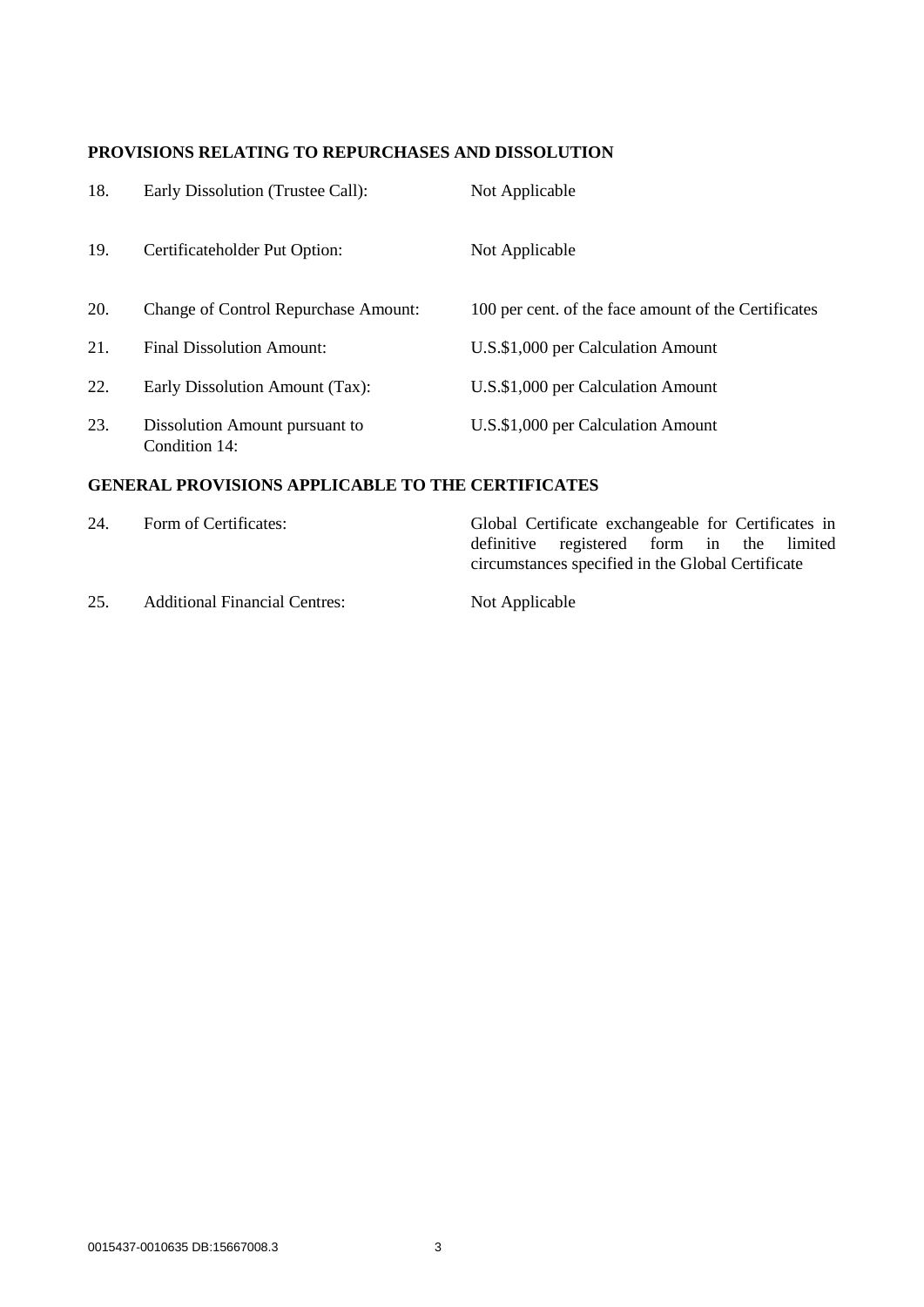**PROVISIONS RELATING TO REPURCHASES AND DISSOLUTION**

| | | |
|---|---|---|
| 18. | Early Dissolution (Trustee Call): | Not Applicable |
| 19. | Certificateholder Put Option: | Not Applicable |
| 20. | Change of Control Repurchase Amount: | 100 per cent. of the face amount of the Certificates |
| 21. | Final Dissolution Amount: | U.S.$1,000 per Calculation Amount |
| 22. | Early Dissolution Amount (Tax): | U.S.$1,000 per Calculation Amount |
| 23. | Dissolution Amount pursuant to Condition 14: | U.S.$1,000 per Calculation Amount |

**GENERAL PROVISIONS APPLICABLE TO THE CERTIFICATES**

| | | |
|---|---|---|
| 24. | Form of Certificates: | Global Certificate exchangeable for Certificates in definitive registered form in the limited circumstances specified in the Global Certificate |
| 25. | Additional Financial Centres: | Not Applicable |

0015437-0010635 DB:15667008.3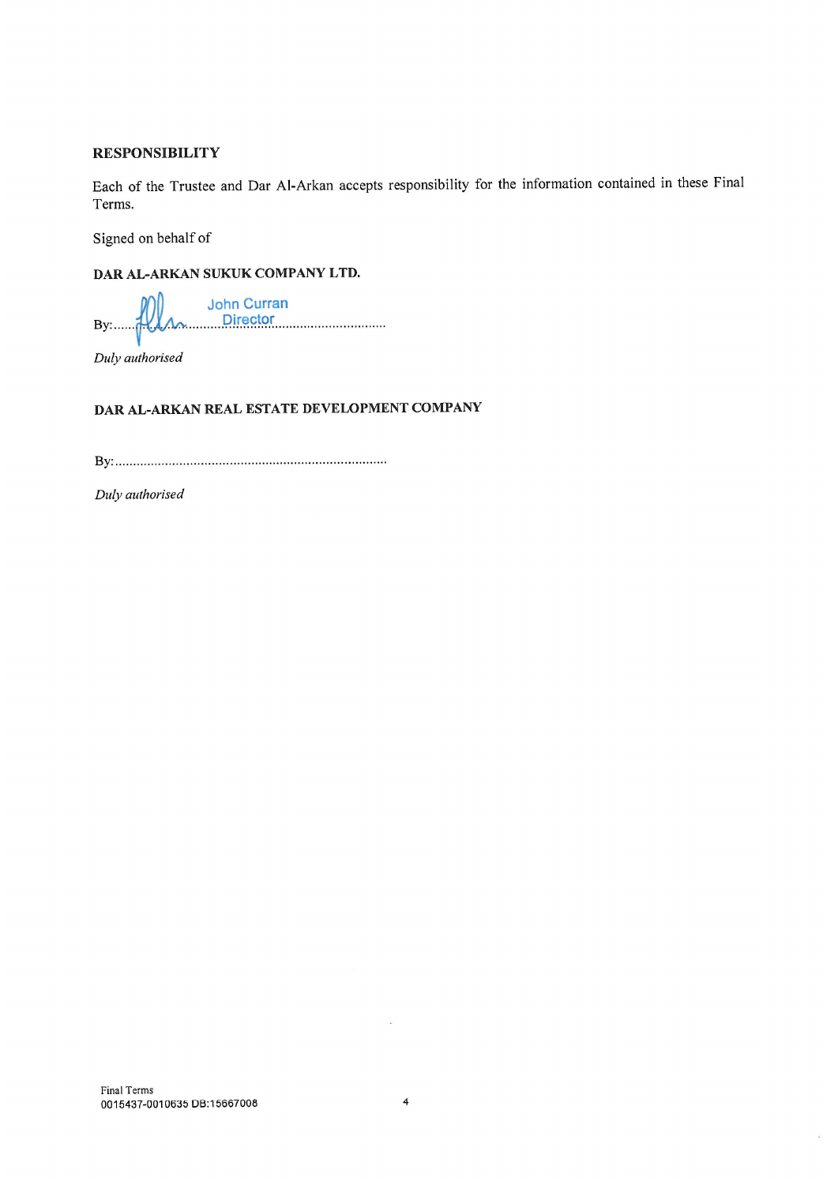## RESPONSIBILITY

Each of the Trustee and Dar Al-Arkan accepts responsibility for the information contained in these Final Terms.

Signed on behalf of

**DAR AL-ARKAN SUKUK COMPANY LTD.**

By:............................................................................ John Curran Director

*Duly authorised*

**DAR AL-ARKAN REAL ESTATE DEVELOPMENT COMPANY**

By:............................................................................

*Duly authorised*

Final Terms
0015437-0010635 DB:15667008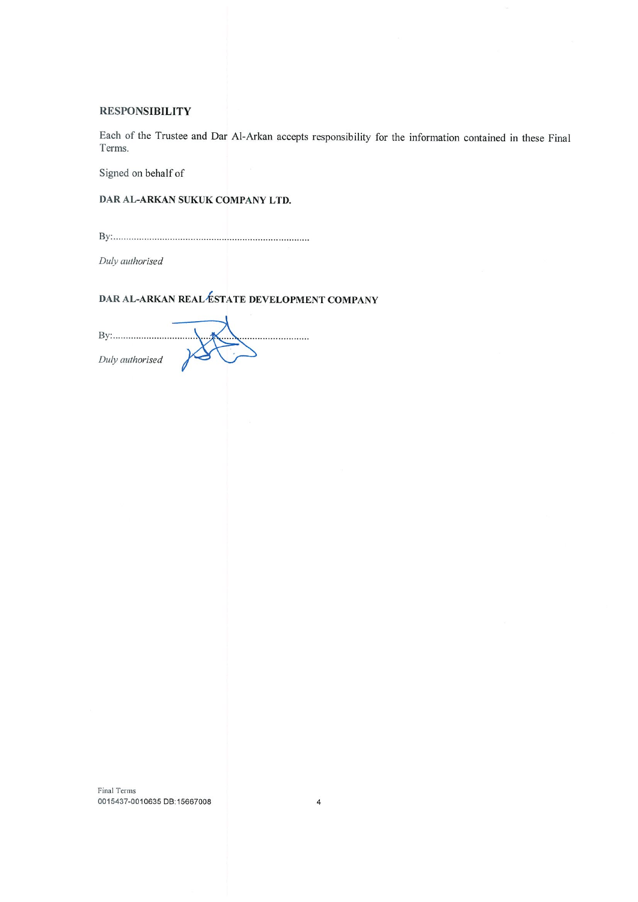## RESPONSIBILITY

Each of the Trustee and Dar Al-Arkan accepts responsibility for the information contained in these Final Terms.

Signed on behalf of

**DAR AL-ARKAN SUKUK COMPANY LTD.**

By:............................................................................

*Duly authorised*

**DAR AL-ARKAN REAL ESTATE DEVELOPMENT COMPANY**

By:............................................................................

*Duly authorised*

Final Terms
0015437-0010635 DB:15667008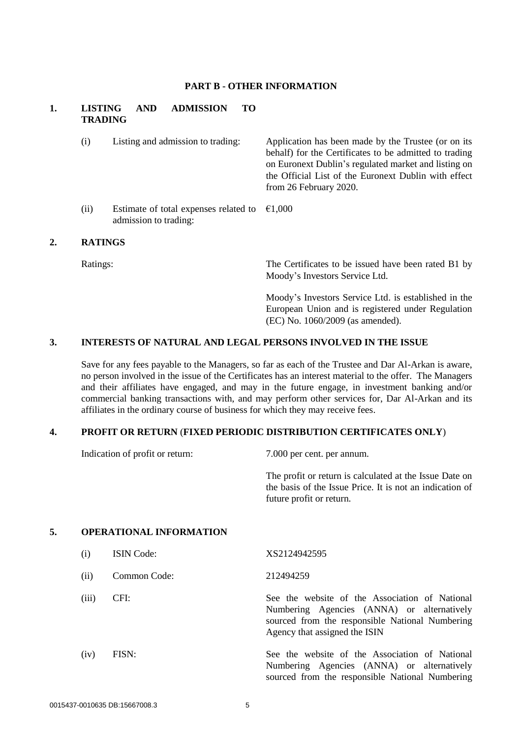## PART B - OTHER INFORMATION

### 1. LISTING AND ADMISSION TO TRADING

| | | |
|---|---|---|
| (i) | Listing and admission to trading: | Application has been made by the Trustee (or on its behalf) for the Certificates to be admitted to trading on Euronext Dublin's regulated market and listing on the Official List of the Euronext Dublin with effect from 26 February 2020. |
| (ii) | Estimate of total expenses related to admission to trading: | €1,000 |

### 2. RATINGS

| | |
|---|---|
| Ratings: | The Certificates to be issued have been rated B1 by Moody's Investors Service Ltd.<br><br>Moody's Investors Service Ltd. is established in the European Union and is registered under Regulation (EC) No. 1060/2009 (as amended). |

### 3. INTERESTS OF NATURAL AND LEGAL PERSONS INVOLVED IN THE ISSUE

Save for any fees payable to the Managers, so far as each of the Trustee and Dar Al-Arkan is aware, no person involved in the issue of the Certificates has an interest material to the offer. The Managers and their affiliates have engaged, and may in the future engage, in investment banking and/or commercial banking transactions with, and may perform other services for, Dar Al-Arkan and its affiliates in the ordinary course of business for which they may receive fees.

### 4. PROFIT OR RETURN (FIXED PERIODIC DISTRIBUTION CERTIFICATES ONLY)

| | |
|---|---|
| Indication of profit or return: | 7.000 per cent. per annum.<br><br>The profit or return is calculated at the Issue Date on the basis of the Issue Price. It is not an indication of future profit or return. |

### 5. OPERATIONAL INFORMATION

| | | |
|---|---|---|
| (i) | ISIN Code: | XS2124942595 |
| (ii) | Common Code: | 212494259 |
| (iii) | CFI: | See the website of the Association of National Numbering Agencies (ANNA) or alternatively sourced from the responsible National Numbering Agency that assigned the ISIN |
| (iv) | FISN: | See the website of the Association of National Numbering Agencies (ANNA) or alternatively sourced from the responsible National Numbering |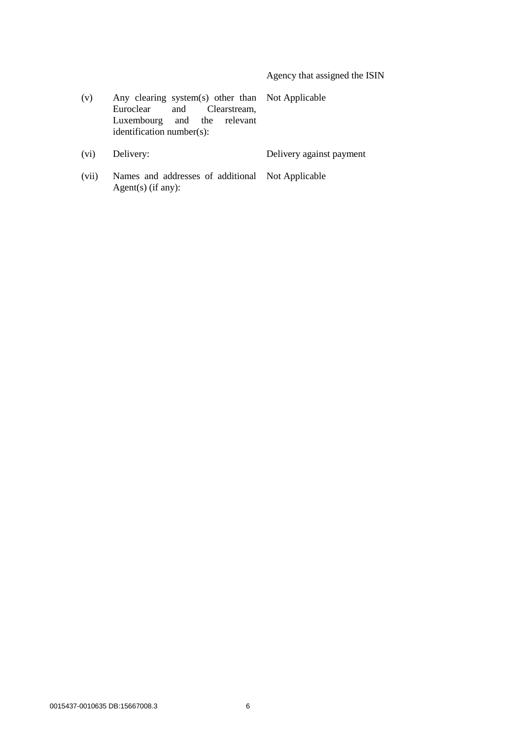| | | |
|---|---|---|
| | | Agency that assigned the ISIN |
| (v) | Any clearing system(s) other than Euroclear and Clearstream, Luxembourg and the relevant identification number(s): | Not Applicable |
| (vi) | Delivery: | Delivery against payment |
| (vii) | Names and addresses of additional Agent(s) (if any): | Not Applicable |

0015437-0010635 DB:15667008.3